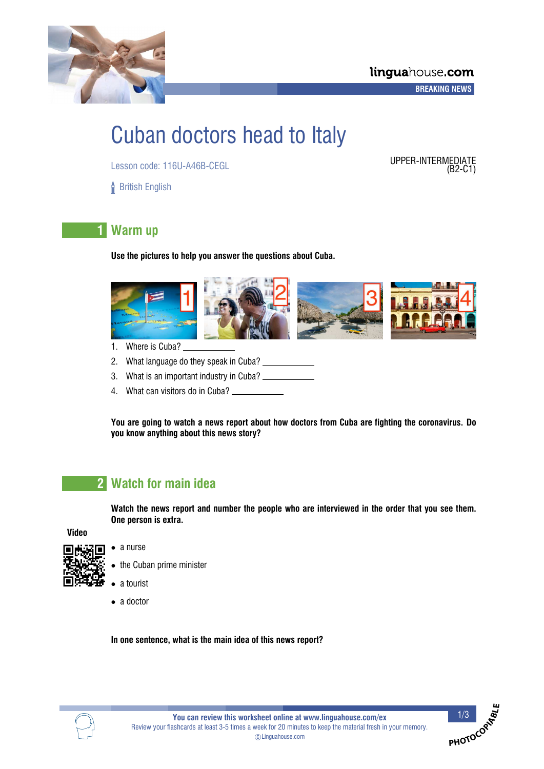# Cuban doctors head to Italy

Lesson code: 116U-A46B-CEGL

UPPER-INTERMEDIATE (B2-C1)

British English

## 1 Warm up

**Use the pictures to help you answer the questions about Cuba.**

1. Where is Cuba? ____________
2. What language do they speak in Cuba? ____________
3. What is an important industry in Cuba? ____________
4. What can visitors do in Cuba? ____________

**You are going to watch a news report about how doctors from Cuba are fighting the coronavirus. Do you know anything about this news story?**

## 2 Watch for main idea

**Watch the news report and number the people who are interviewed in the order that you see them. One person is extra.**

**Video**

- a nurse
- the Cuban prime minister
- a tourist
- a doctor

**In one sentence, what is the main idea of this news report?**

**You can review this worksheet online at www.linguahouse.com/ex**
Review your flashcards at least 3-5 times a week for 20 minutes to keep the material fresh in your memory.
ⓒLinguahouse.com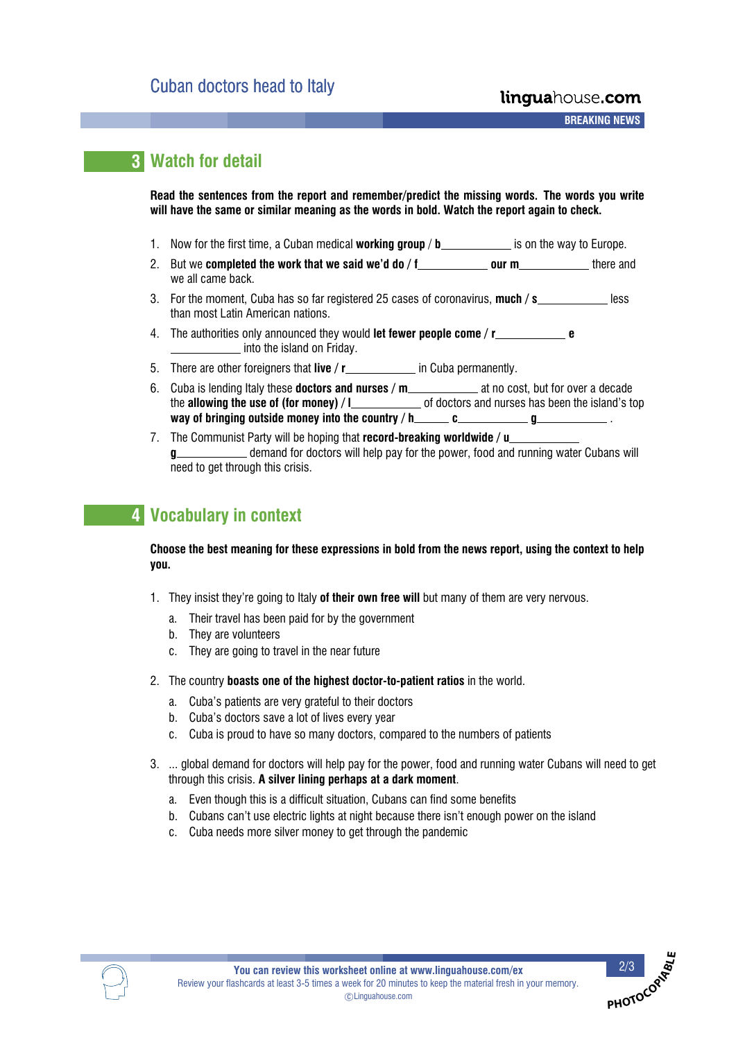## 3 Watch for detail

**Read the sentences from the report and remember/predict the missing words. The words you write will have the same or similar meaning as the words in bold. Watch the report again to check.**

1. Now for the first time, a Cuban medical **working group** / **b**\_\_\_\_\_\_\_\_\_\_\_ is on the way to Europe.
2. But we **completed the work that we said we'd do** / **f**\_\_\_\_\_\_\_\_\_\_\_ **our m**\_\_\_\_\_\_\_\_\_\_\_ there and we all came back.
3. For the moment, Cuba has so far registered 25 cases of coronavirus, **much** / **s**\_\_\_\_\_\_\_\_\_\_\_ less than most Latin American nations.
4. The authorities only announced they would **let fewer people come** / **r**\_\_\_\_\_\_\_\_\_\_\_ **e** \_\_\_\_\_\_\_\_\_\_\_ into the island on Friday.
5. There are other foreigners that **live** / **r**\_\_\_\_\_\_\_\_\_\_\_ in Cuba permanently.
6. Cuba is lending Italy these **doctors and nurses** / **m**\_\_\_\_\_\_\_\_\_\_\_ at no cost, but for over a decade the **allowing the use of (for money)** / **l**\_\_\_\_\_\_\_\_\_\_\_ of doctors and nurses has been the island's top **way of bringing outside money into the country** / **h**\_\_\_\_\_ **c**\_\_\_\_\_\_\_\_\_\_\_ **g**\_\_\_\_\_\_\_\_\_\_\_ .
7. The Communist Party will be hoping that **record-breaking worldwide** / **u**\_\_\_\_\_\_\_\_\_\_\_ **g**\_\_\_\_\_\_\_\_\_\_\_ demand for doctors will help pay for the power, food and running water Cubans will need to get through this crisis.

## 4 Vocabulary in context

**Choose the best meaning for these expressions in bold from the news report, using the context to help you.**

1. They insist they're going to Italy **of their own free will** but many of them are very nervous.
   a. Their travel has been paid for by the government
   b. They are volunteers
   c. They are going to travel in the near future

2. The country **boasts one of the highest doctor-to-patient ratios** in the world.
   a. Cuba's patients are very grateful to their doctors
   b. Cuba's doctors save a lot of lives every year
   c. Cuba is proud to have so many doctors, compared to the numbers of patients

3. ... global demand for doctors will help pay for the power, food and running water Cubans will need to get through this crisis. **A silver lining perhaps at a dark moment**.
   a. Even though this is a difficult situation, Cubans can find some benefits
   b. Cubans can't use electric lights at night because there isn't enough power on the island
   c. Cuba needs more silver money to get through the pandemic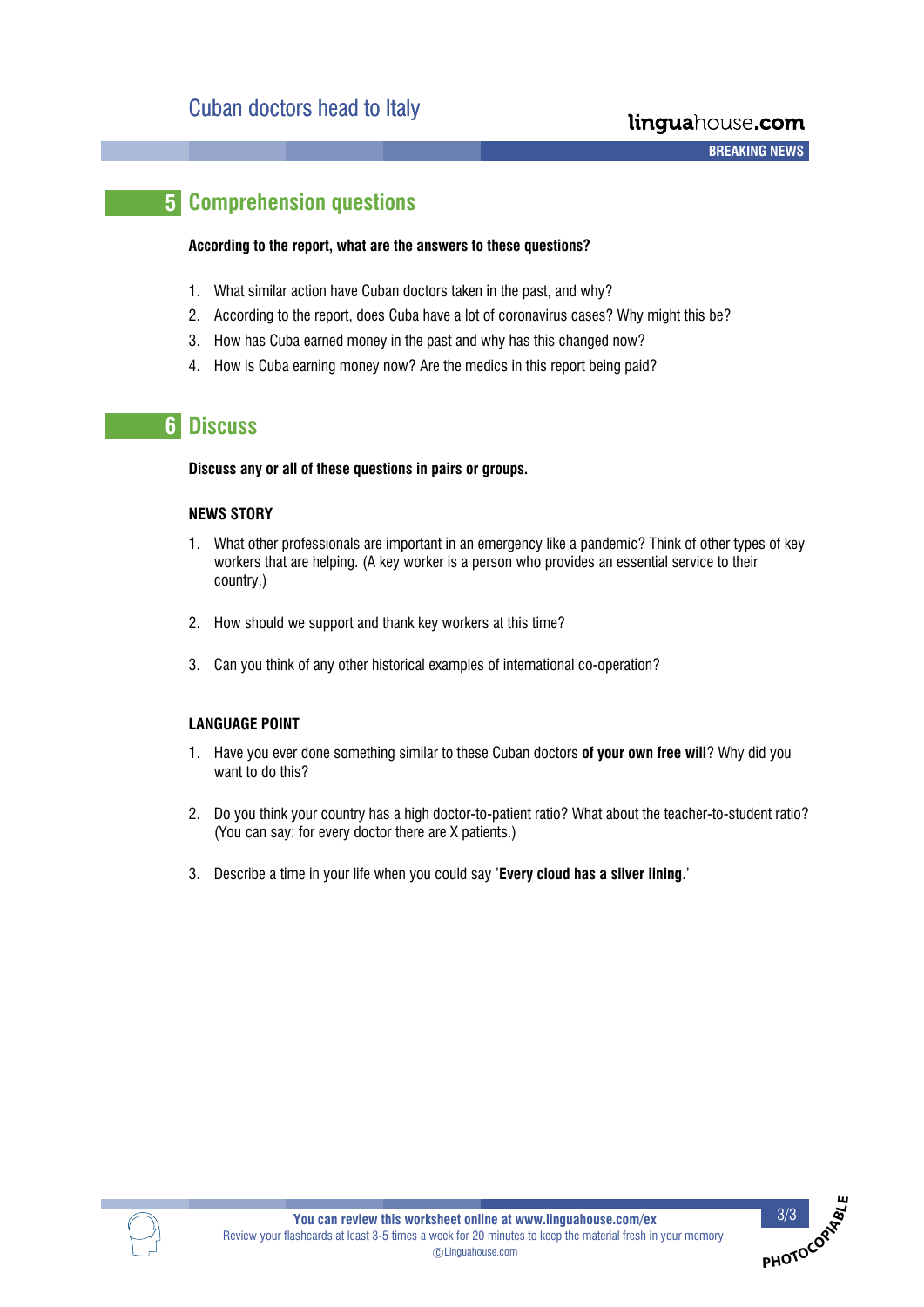## 5 Comprehension questions

**According to the report, what are the answers to these questions?**

1. What similar action have Cuban doctors taken in the past, and why?
2. According to the report, does Cuba have a lot of coronavirus cases? Why might this be?
3. How has Cuba earned money in the past and why has this changed now?
4. How is Cuba earning money now? Are the medics in this report being paid?

## 6 Discuss

**Discuss any or all of these questions in pairs or groups.**

### NEWS STORY

1. What other professionals are important in an emergency like a pandemic? Think of other types of key workers that are helping. (A key worker is a person who provides an essential service to their country.)

2. How should we support and thank key workers at this time?

3. Can you think of any other historical examples of international co-operation?

### LANGUAGE POINT

1. Have you ever done something similar to these Cuban doctors **of your own free will**? Why did you want to do this?

2. Do you think your country has a high doctor-to-patient ratio? What about the teacher-to-student ratio? (You can say: for every doctor there are X patients.)

3. Describe a time in your life when you could say '**Every cloud has a silver lining**.'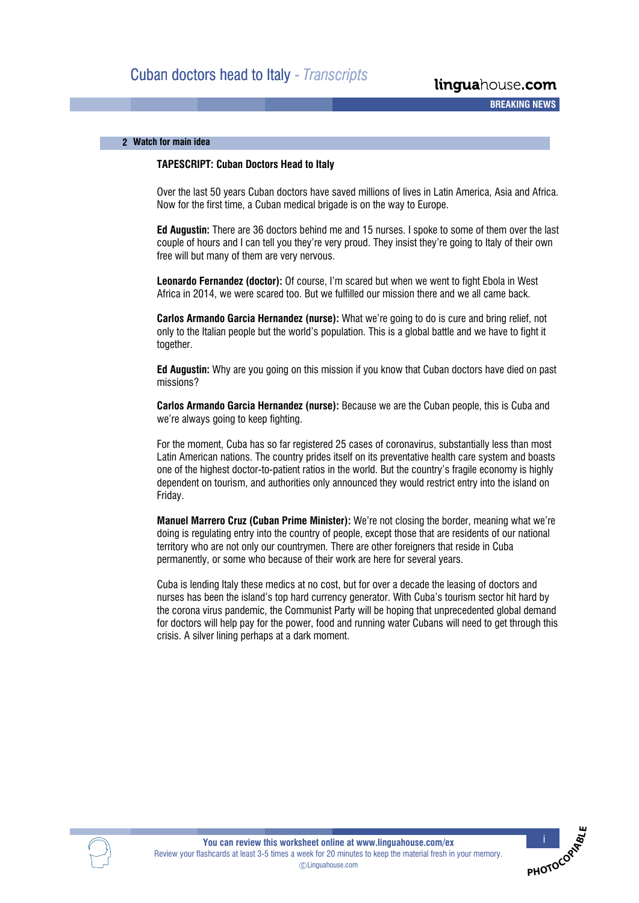## 2 Watch for main idea

### TAPESCRIPT: Cuban Doctors Head to Italy

Over the last 50 years Cuban doctors have saved millions of lives in Latin America, Asia and Africa. Now for the first time, a Cuban medical brigade is on the way to Europe.

**Ed Augustin:** There are 36 doctors behind me and 15 nurses. I spoke to some of them over the last couple of hours and I can tell you they're very proud. They insist they're going to Italy of their own free will but many of them are very nervous.

**Leonardo Fernandez (doctor):** Of course, I'm scared but when we went to fight Ebola in West Africa in 2014, we were scared too. But we fulfilled our mission there and we all came back.

**Carlos Armando Garcia Hernandez (nurse):** What we're going to do is cure and bring relief, not only to the Italian people but the world's population. This is a global battle and we have to fight it together.

**Ed Augustin:** Why are you going on this mission if you know that Cuban doctors have died on past missions?

**Carlos Armando Garcia Hernandez (nurse):** Because we are the Cuban people, this is Cuba and we're always going to keep fighting.

For the moment, Cuba has so far registered 25 cases of coronavirus, substantially less than most Latin American nations. The country prides itself on its preventative health care system and boasts one of the highest doctor-to-patient ratios in the world. But the country's fragile economy is highly dependent on tourism, and authorities only announced they would restrict entry into the island on Friday.

**Manuel Marrero Cruz (Cuban Prime Minister):** We're not closing the border, meaning what we're doing is regulating entry into the country of people, except those that are residents of our national territory who are not only our countrymen. There are other foreigners that reside in Cuba permanently, or some who because of their work are here for several years.

Cuba is lending Italy these medics at no cost, but for over a decade the leasing of doctors and nurses has been the island's top hard currency generator. With Cuba's tourism sector hit hard by the corona virus pandemic, the Communist Party will be hoping that unprecedented global demand for doctors will help pay for the power, food and running water Cubans will need to get through this crisis. A silver lining perhaps at a dark moment.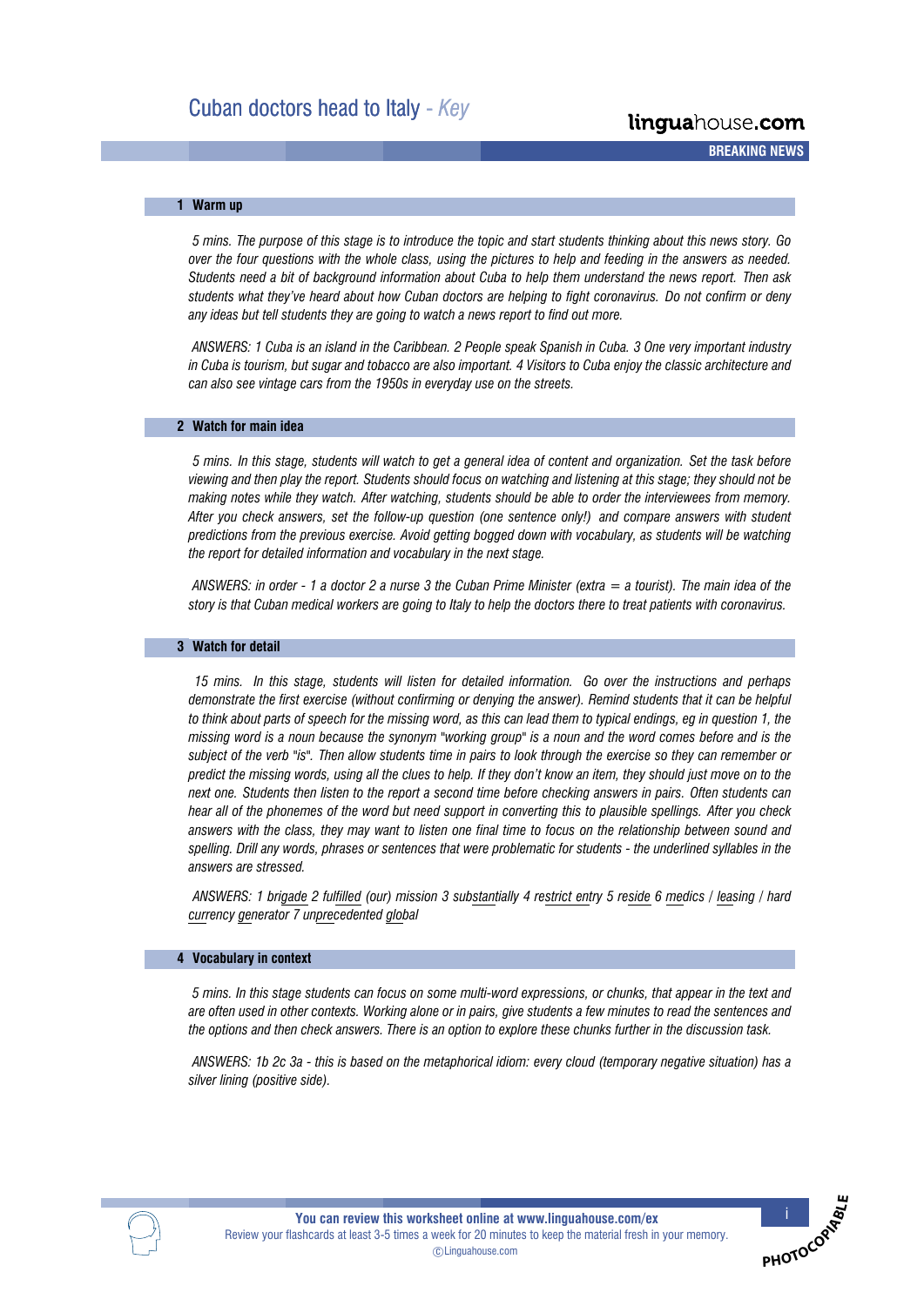# Cuban doctors head to Italy - *Key*

## 1 Warm up

*5 mins. The purpose of this stage is to introduce the topic and start students thinking about this news story. Go over the four questions with the whole class, using the pictures to help and feeding in the answers as needed. Students need a bit of background information about Cuba to help them understand the news report. Then ask students what they've heard about how Cuban doctors are helping to fight coronavirus. Do not confirm or deny any ideas but tell students they are going to watch a news report to find out more.*

*ANSWERS: 1 Cuba is an island in the Caribbean. 2 People speak Spanish in Cuba. 3 One very important industry in Cuba is tourism, but sugar and tobacco are also important. 4 Visitors to Cuba enjoy the classic architecture and can also see vintage cars from the 1950s in everyday use on the streets.*

## 2 Watch for main idea

*5 mins. In this stage, students will watch to get a general idea of content and organization. Set the task before viewing and then play the report. Students should focus on watching and listening at this stage; they should not be making notes while they watch. After watching, students should be able to order the interviewees from memory. After you check answers, set the follow-up question (one sentence only!) and compare answers with student predictions from the previous exercise. Avoid getting bogged down with vocabulary, as students will be watching the report for detailed information and vocabulary in the next stage.*

*ANSWERS: in order - 1 a doctor 2 a nurse 3 the Cuban Prime Minister (extra = a tourist). The main idea of the story is that Cuban medical workers are going to Italy to help the doctors there to treat patients with coronavirus.*

## 3 Watch for detail

*15 mins. In this stage, students will listen for detailed information. Go over the instructions and perhaps demonstrate the first exercise (without confirming or denying the answer). Remind students that it can be helpful to think about parts of speech for the missing word, as this can lead them to typical endings, eg in question 1, the missing word is a noun because the synonym "working group" is a noun and the word comes before and is the subject of the verb "is". Then allow students time in pairs to look through the exercise so they can remember or predict the missing words, using all the clues to help. If they don't know an item, they should just move on to the next one. Students then listen to the report a second time before checking answers in pairs. Often students can hear all of the phonemes of the word but need support in converting this to plausible spellings. After you check answers with the class, they may want to listen one final time to focus on the relationship between sound and spelling. Drill any words, phrases or sentences that were problematic for students - the underlined syllables in the answers are stressed.*

*ANSWERS: 1 brigade 2 fulfilled (our) mission 3 substantially 4 restrict entry 5 reside 6 medics / leasing / hard currency generator 7 unprecedented global*

## 4 Vocabulary in context

*5 mins. In this stage students can focus on some multi-word expressions, or chunks, that appear in the text and are often used in other contexts. Working alone or in pairs, give students a few minutes to read the sentences and the options and then check answers. There is an option to explore these chunks further in the discussion task.*

*ANSWERS: 1b 2c 3a - this is based on the metaphorical idiom: every cloud (temporary negative situation) has a silver lining (positive side).*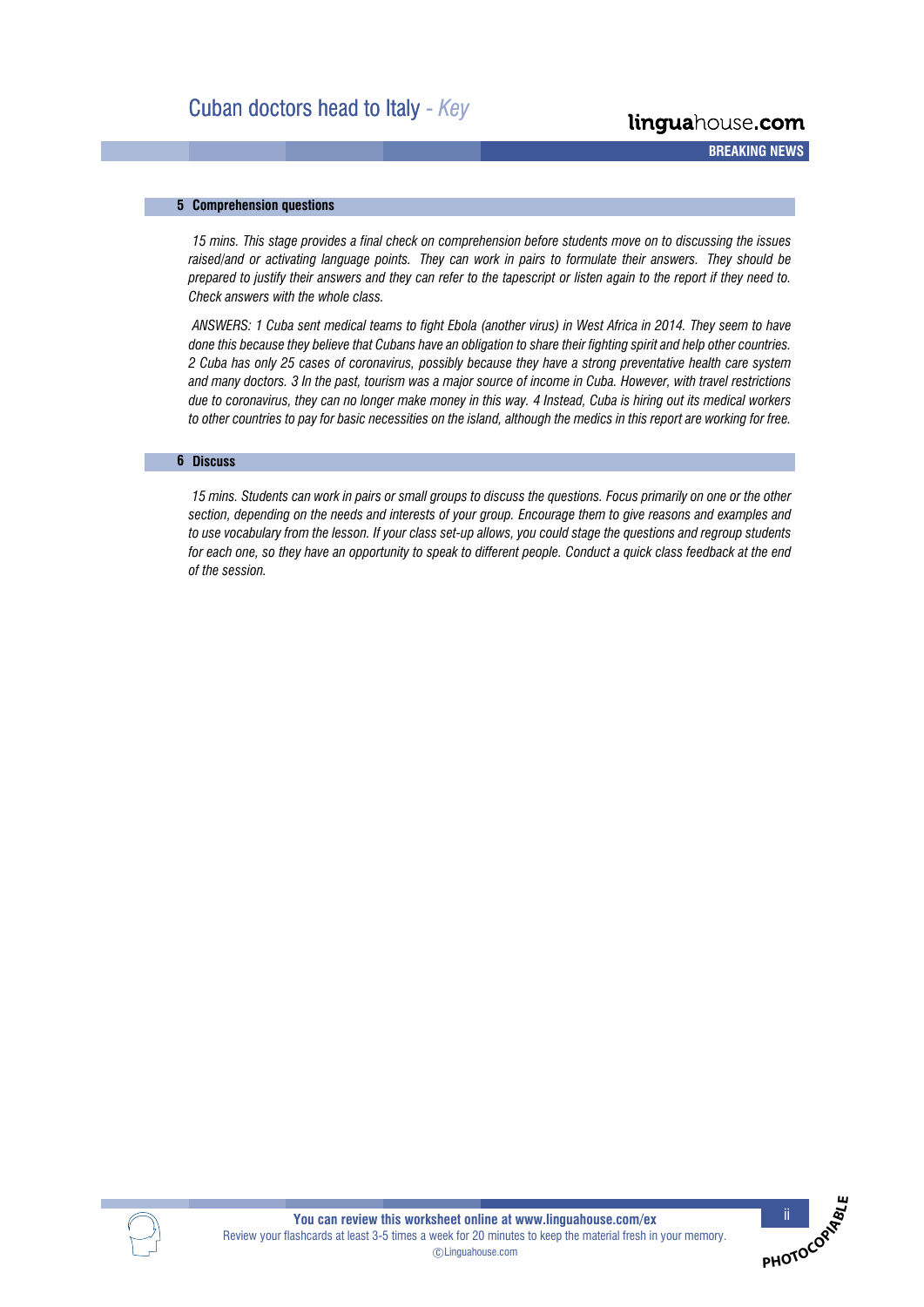## 5 Comprehension questions

*15 mins. This stage provides a final check on comprehension before students move on to discussing the issues raised/and or activating language points. They can work in pairs to formulate their answers. They should be prepared to justify their answers and they can refer to the tapescript or listen again to the report if they need to. Check answers with the whole class.*

*ANSWERS: 1 Cuba sent medical teams to fight Ebola (another virus) in West Africa in 2014. They seem to have done this because they believe that Cubans have an obligation to share their fighting spirit and help other countries. 2 Cuba has only 25 cases of coronavirus, possibly because they have a strong preventative health care system and many doctors. 3 In the past, tourism was a major source of income in Cuba. However, with travel restrictions due to coronavirus, they can no longer make money in this way. 4 Instead, Cuba is hiring out its medical workers to other countries to pay for basic necessities on the island, although the medics in this report are working for free.*

## 6 Discuss

*15 mins. Students can work in pairs or small groups to discuss the questions. Focus primarily on one or the other section, depending on the needs and interests of your group. Encourage them to give reasons and examples and to use vocabulary from the lesson. If your class set-up allows, you could stage the questions and regroup students for each one, so they have an opportunity to speak to different people. Conduct a quick class feedback at the end of the session.*